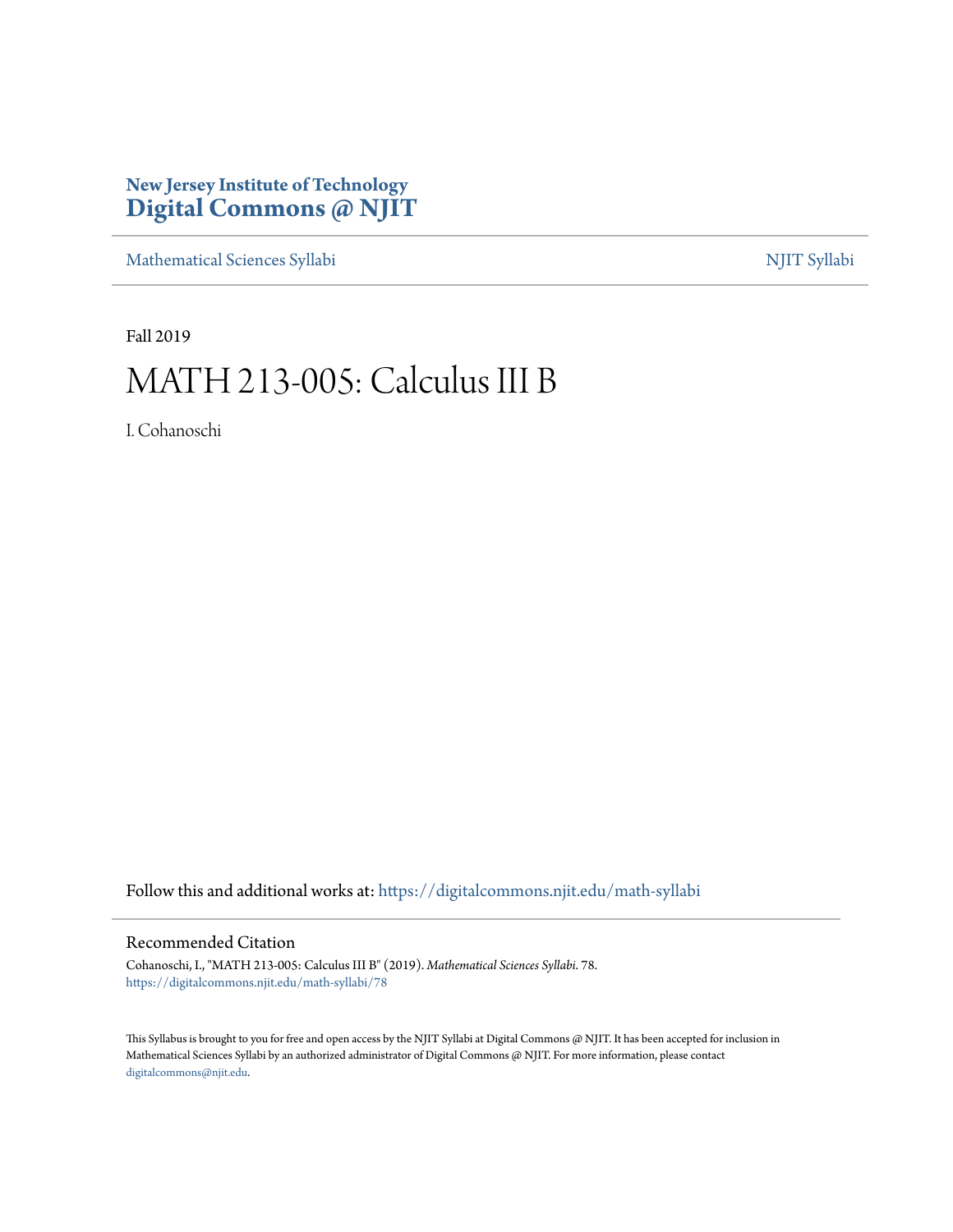**New Jersey Institute of Technology**
**Digital Commons @ NJIT**

Mathematical Sciences Syllabi | NJIT Syllabi

Fall 2019

# MATH 213-005: Calculus III B

I. Cohanoschi

Follow this and additional works at: https://digitalcommons.njit.edu/math-syllabi

## Recommended Citation

Cohanoschi, I., "MATH 213-005: Calculus III B" (2019). *Mathematical Sciences Syllabi*. 78.
https://digitalcommons.njit.edu/math-syllabi/78

This Syllabus is brought to you for free and open access by the NJIT Syllabi at Digital Commons @ NJIT. It has been accepted for inclusion in Mathematical Sciences Syllabi by an authorized administrator of Digital Commons @ NJIT. For more information, please contact digitalcommons@njit.edu.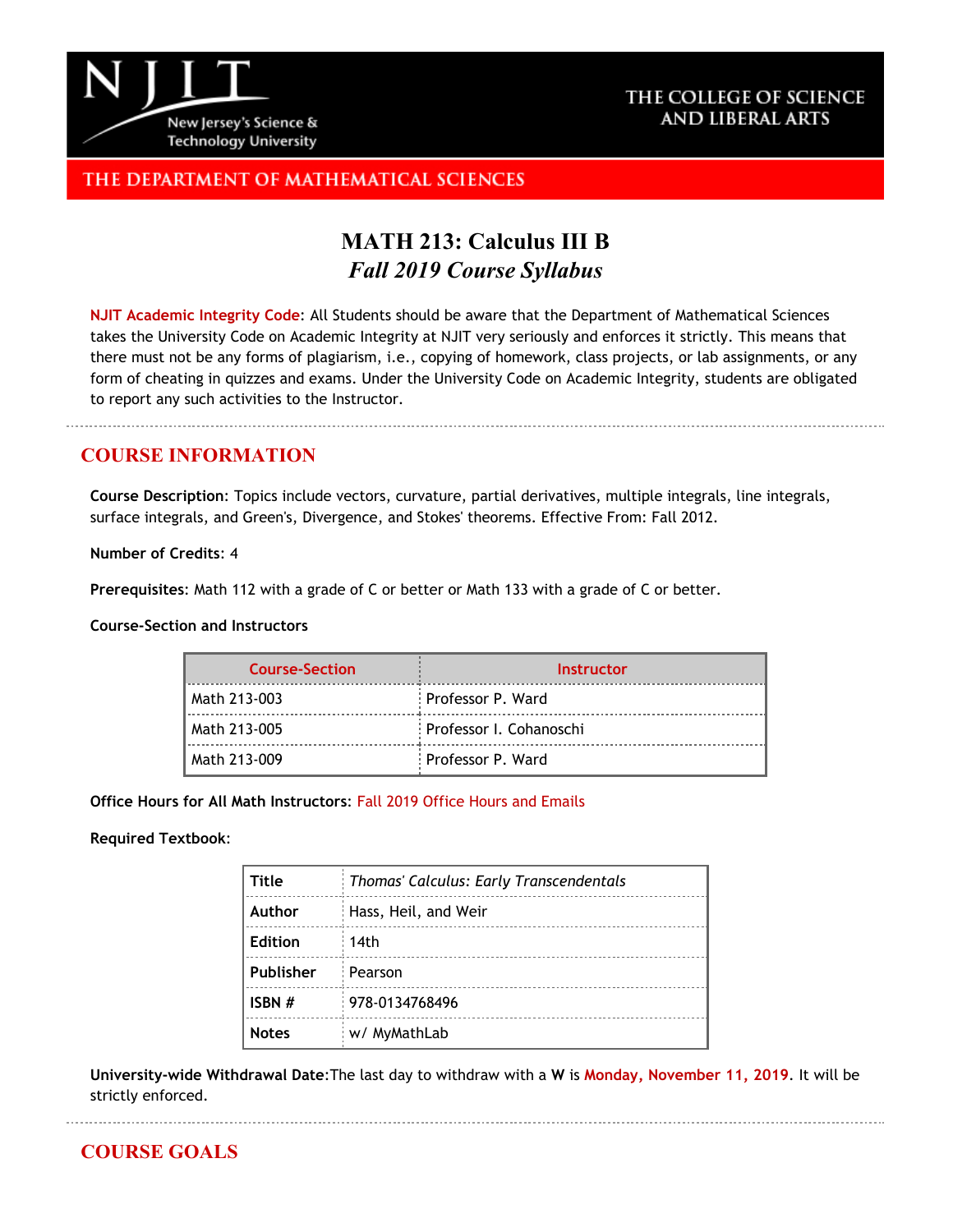NJIT

New Jersey's Science & Technology University

THE COLLEGE OF SCIENCE AND LIBERAL ARTS

THE DEPARTMENT OF MATHEMATICAL SCIENCES

# MATH 213: Calculus III B

*Fall 2019 Course Syllabus*

**NJIT Academic Integrity Code**: All Students should be aware that the Department of Mathematical Sciences takes the University Code on Academic Integrity at NJIT very seriously and enforces it strictly. This means that there must not be any forms of plagiarism, i.e., copying of homework, class projects, or lab assignments, or any form of cheating in quizzes and exams. Under the University Code on Academic Integrity, students are obligated to report any such activities to the Instructor.

## COURSE INFORMATION

**Course Description**: Topics include vectors, curvature, partial derivatives, multiple integrals, line integrals, surface integrals, and Green's, Divergence, and Stokes' theorems. Effective From: Fall 2012.

**Number of Credits**: 4

**Prerequisites**: Math 112 with a grade of C or better or Math 133 with a grade of C or better.

**Course-Section and Instructors**

| Course-Section | Instructor |
|---|---|
| Math 213-003 | Professor P. Ward |
| Math 213-005 | Professor I. Cohanoschi |
| Math 213-009 | Professor P. Ward |

**Office Hours for All Math Instructors**: Fall 2019 Office Hours and Emails

**Required Textbook**:

| | |
|---|---|
| **Title** | *Thomas' Calculus: Early Transcendentals* |
| **Author** | Hass, Heil, and Weir |
| **Edition** | 14th |
| **Publisher** | Pearson |
| **ISBN #** | 978-0134768496 |
| **Notes** | w/ MyMathLab |

**University-wide Withdrawal Date**:The last day to withdraw with a **W** is **Monday, November 11, 2019**. It will be strictly enforced.

## COURSE GOALS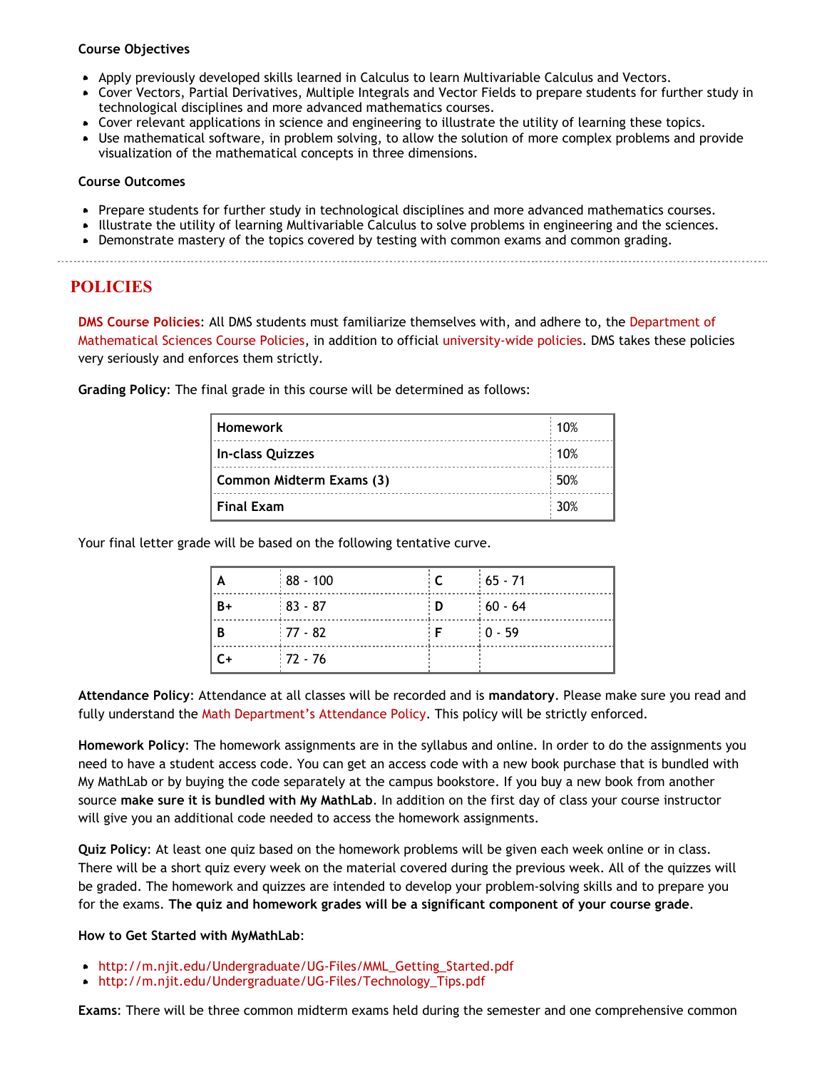**Course Objectives**

- Apply previously developed skills learned in Calculus to learn Multivariable Calculus and Vectors.
- Cover Vectors, Partial Derivatives, Multiple Integrals and Vector Fields to prepare students for further study in technological disciplines and more advanced mathematics courses.
- Cover relevant applications in science and engineering to illustrate the utility of learning these topics.
- Use mathematical software, in problem solving, to allow the solution of more complex problems and provide visualization of the mathematical concepts in three dimensions.

**Course Outcomes**

- Prepare students for further study in technological disciplines and more advanced mathematics courses.
- Illustrate the utility of learning Multivariable Calculus to solve problems in engineering and the sciences.
- Demonstrate mastery of the topics covered by testing with common exams and common grading.

## POLICIES

**DMS Course Policies**: All DMS students must familiarize themselves with, and adhere to, the Department of Mathematical Sciences Course Policies, in addition to official university-wide policies. DMS takes these policies very seriously and enforces them strictly.

**Grading Policy**: The final grade in this course will be determined as follows:

| | |
|---|---|
| **Homework** | 10% |
| **In-class Quizzes** | 10% |
| **Common Midterm Exams (3)** | 50% |
| **Final Exam** | 30% |

Your final letter grade will be based on the following tentative curve.

| | | | |
|---|---|---|---|
| **A** | 88 - 100 | **C** | 65 - 71 |
| **B+** | 83 - 87 | **D** | 60 - 64 |
| **B** | 77 - 82 | **F** | 0 - 59 |
| **C+** | 72 - 76 | | |

**Attendance Policy**: Attendance at all classes will be recorded and is **mandatory**. Please make sure you read and fully understand the Math Department's Attendance Policy. This policy will be strictly enforced.

**Homework Policy**: The homework assignments are in the syllabus and online. In order to do the assignments you need to have a student access code. You can get an access code with a new book purchase that is bundled with My MathLab or by buying the code separately at the campus bookstore. If you buy a new book from another source **make sure it is bundled with My MathLab**. In addition on the first day of class your course instructor will give you an additional code needed to access the homework assignments.

**Quiz Policy**: At least one quiz based on the homework problems will be given each week online or in class. There will be a short quiz every week on the material covered during the previous week. All of the quizzes will be graded. The homework and quizzes are intended to develop your problem-solving skills and to prepare you for the exams. **The quiz and homework grades will be a significant component of your course grade**.

**How to Get Started with MyMathLab**:

- http://m.njit.edu/Undergraduate/UG-Files/MML_Getting_Started.pdf
- http://m.njit.edu/Undergraduate/UG-Files/Technology_Tips.pdf

**Exams**: There will be three common midterm exams held during the semester and one comprehensive common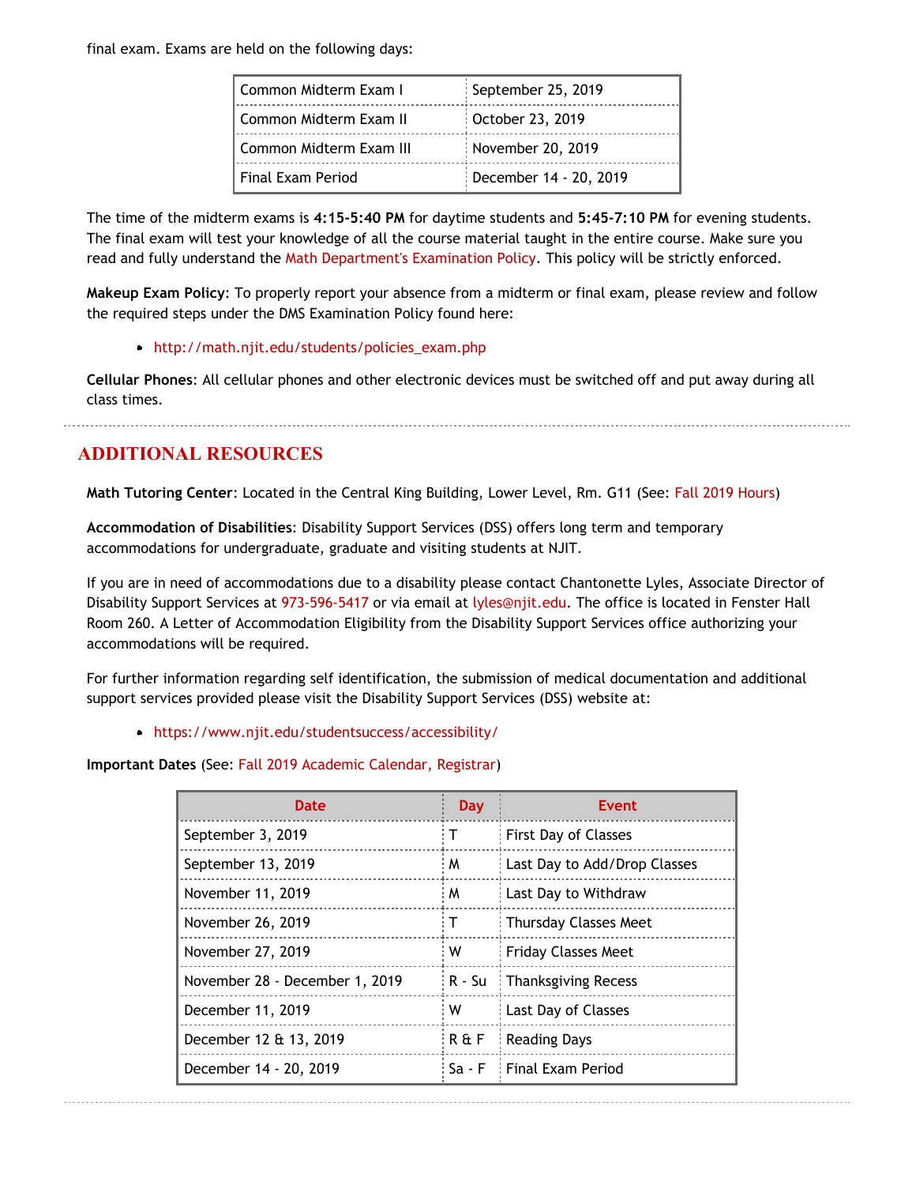final exam. Exams are held on the following days:

| Common Midterm Exam I | September 25, 2019 |
|---|---|
| Common Midterm Exam II | October 23, 2019 |
| Common Midterm Exam III | November 20, 2019 |
| Final Exam Period | December 14 - 20, 2019 |

The time of the midterm exams is **4:15-5:40 PM** for daytime students and **5:45-7:10 PM** for evening students. The final exam will test your knowledge of all the course material taught in the entire course. Make sure you read and fully understand the Math Department's Examination Policy. This policy will be strictly enforced.

**Makeup Exam Policy**: To properly report your absence from a midterm or final exam, please review and follow the required steps under the DMS Examination Policy found here:

- http://math.njit.edu/students/policies_exam.php

**Cellular Phones**: All cellular phones and other electronic devices must be switched off and put away during all class times.

## ADDITIONAL RESOURCES

**Math Tutoring Center**: Located in the Central King Building, Lower Level, Rm. G11 (See: Fall 2019 Hours)

**Accommodation of Disabilities**: Disability Support Services (DSS) offers long term and temporary accommodations for undergraduate, graduate and visiting students at NJIT.

If you are in need of accommodations due to a disability please contact Chantonette Lyles, Associate Director of Disability Support Services at 973-596-5417 or via email at lyles@njit.edu. The office is located in Fenster Hall Room 260. A Letter of Accommodation Eligibility from the Disability Support Services office authorizing your accommodations will be required.

For further information regarding self identification, the submission of medical documentation and additional support services provided please visit the Disability Support Services (DSS) website at:

- https://www.njit.edu/studentsuccess/accessibility/

**Important Dates** (See: Fall 2019 Academic Calendar, Registrar)

| Date | Day | Event |
|---|---|---|
| September 3, 2019 | T | First Day of Classes |
| September 13, 2019 | M | Last Day to Add/Drop Classes |
| November 11, 2019 | M | Last Day to Withdraw |
| November 26, 2019 | T | Thursday Classes Meet |
| November 27, 2019 | W | Friday Classes Meet |
| November 28 - December 1, 2019 | R - Su | Thanksgiving Recess |
| December 11, 2019 | W | Last Day of Classes |
| December 12 & 13, 2019 | R & F | Reading Days |
| December 14 - 20, 2019 | Sa - F | Final Exam Period |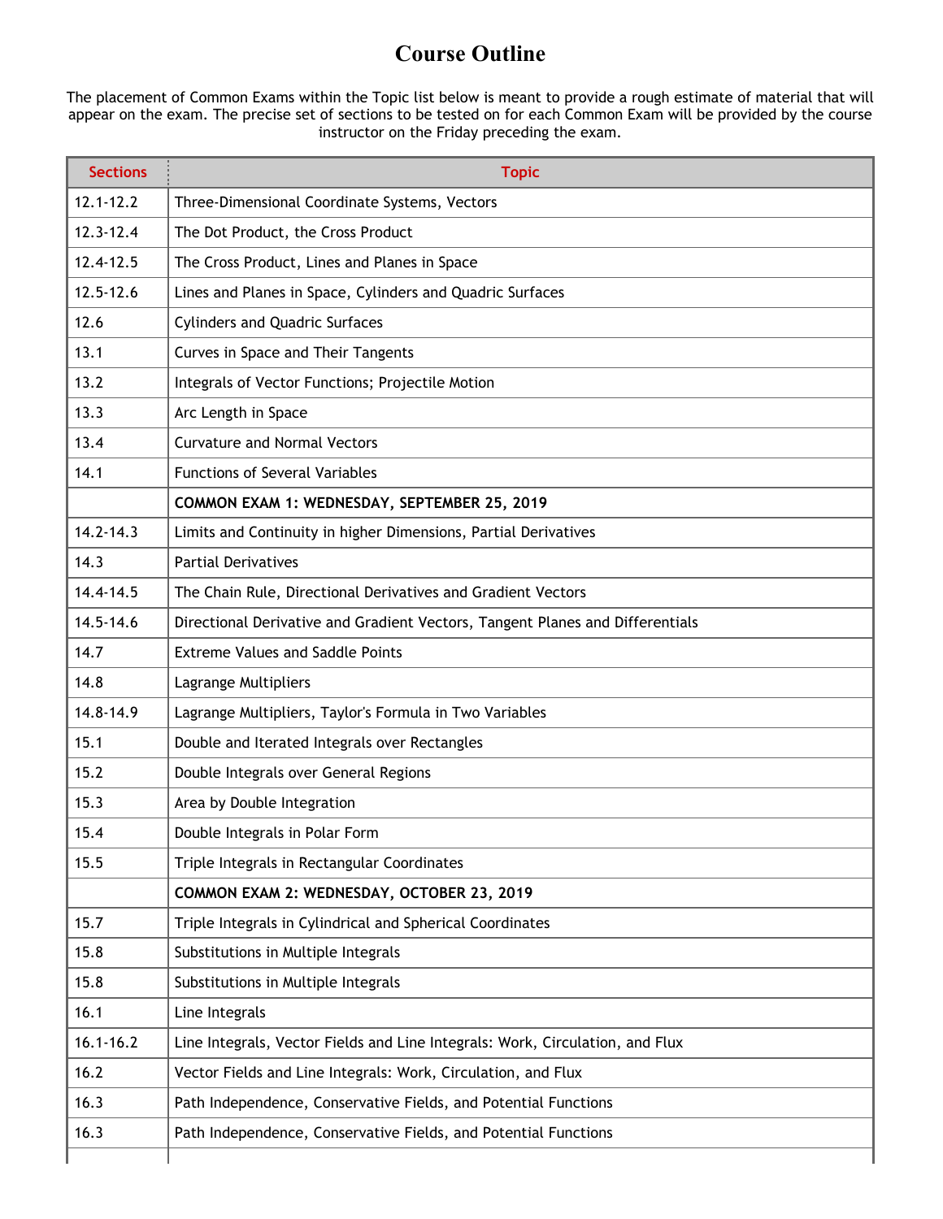# Course Outline

The placement of Common Exams within the Topic list below is meant to provide a rough estimate of material that will appear on the exam. The precise set of sections to be tested on for each Common Exam will be provided by the course instructor on the Friday preceding the exam.

| Sections | Topic |
|---|---|
| 12.1-12.2 | Three-Dimensional Coordinate Systems, Vectors |
| 12.3-12.4 | The Dot Product, the Cross Product |
| 12.4-12.5 | The Cross Product, Lines and Planes in Space |
| 12.5-12.6 | Lines and Planes in Space, Cylinders and Quadric Surfaces |
| 12.6 | Cylinders and Quadric Surfaces |
| 13.1 | Curves in Space and Their Tangents |
| 13.2 | Integrals of Vector Functions; Projectile Motion |
| 13.3 | Arc Length in Space |
| 13.4 | Curvature and Normal Vectors |
| 14.1 | Functions of Several Variables |
| | **COMMON EXAM 1: WEDNESDAY, SEPTEMBER 25, 2019** |
| 14.2-14.3 | Limits and Continuity in higher Dimensions, Partial Derivatives |
| 14.3 | Partial Derivatives |
| 14.4-14.5 | The Chain Rule, Directional Derivatives and Gradient Vectors |
| 14.5-14.6 | Directional Derivative and Gradient Vectors, Tangent Planes and Differentials |
| 14.7 | Extreme Values and Saddle Points |
| 14.8 | Lagrange Multipliers |
| 14.8-14.9 | Lagrange Multipliers, Taylor's Formula in Two Variables |
| 15.1 | Double and Iterated Integrals over Rectangles |
| 15.2 | Double Integrals over General Regions |
| 15.3 | Area by Double Integration |
| 15.4 | Double Integrals in Polar Form |
| 15.5 | Triple Integrals in Rectangular Coordinates |
| | **COMMON EXAM 2: WEDNESDAY, OCTOBER 23, 2019** |
| 15.7 | Triple Integrals in Cylindrical and Spherical Coordinates |
| 15.8 | Substitutions in Multiple Integrals |
| 15.8 | Substitutions in Multiple Integrals |
| 16.1 | Line Integrals |
| 16.1-16.2 | Line Integrals, Vector Fields and Line Integrals: Work, Circulation, and Flux |
| 16.2 | Vector Fields and Line Integrals: Work, Circulation, and Flux |
| 16.3 | Path Independence, Conservative Fields, and Potential Functions |
| 16.3 | Path Independence, Conservative Fields, and Potential Functions |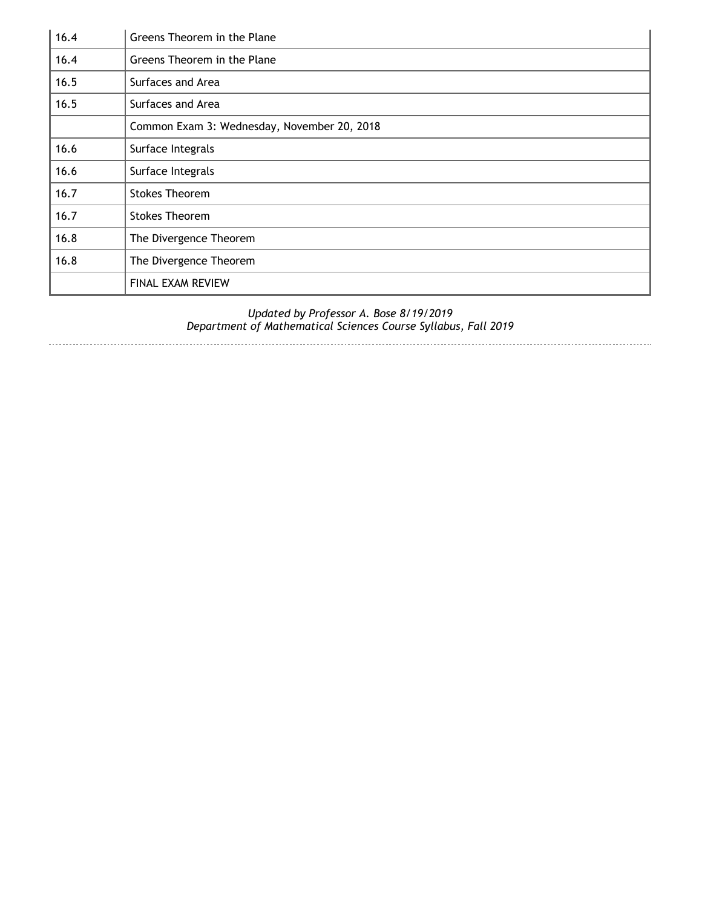| | |
|---|---|
| 16.4 | Greens Theorem in the Plane |
| 16.4 | Greens Theorem in the Plane |
| 16.5 | Surfaces and Area |
| 16.5 | Surfaces and Area |
| | Common Exam 3: Wednesday, November 20, 2018 |
| 16.6 | Surface Integrals |
| 16.6 | Surface Integrals |
| 16.7 | Stokes Theorem |
| 16.7 | Stokes Theorem |
| 16.8 | The Divergence Theorem |
| 16.8 | The Divergence Theorem |
| | FINAL EXAM REVIEW |

*Updated by Professor A. Bose 8/19/2019*
*Department of Mathematical Sciences Course Syllabus, Fall 2019*